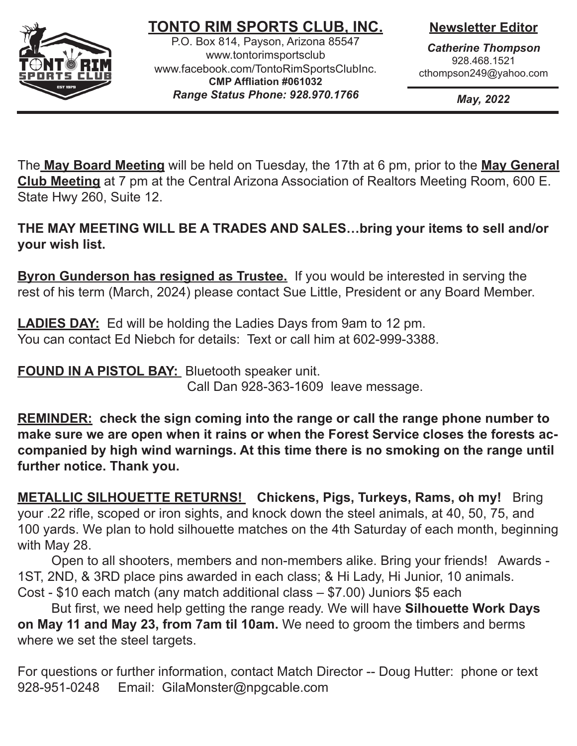# TONTO RIM SPORTS CLUB, INC.

P.O. Box 814, Payson, Arizona 85547
www.tontorimsportsclub
www.facebook.com/TontoRimSportsClubInc.
**CMP Affliation #061032**
***Range Status Phone: 928.970.1766***

**Newsletter Editor**

***Catherine Thompson***
928.468.1521
cthompson249@yahoo.com

***May, 2022***

---

The **May Board Meeting** will be held on Tuesday, the 17th at 6 pm, prior to the **May General Club Meeting** at 7 pm at the Central Arizona Association of Realtors Meeting Room, 600 E. State Hwy 260, Suite 12.

**THE MAY MEETING WILL BE A TRADES AND SALES…bring your items to sell and/or your wish list.**

**Byron Gunderson has resigned as Trustee.** If you would be interested in serving the rest of his term (March, 2024) please contact Sue Little, President or any Board Member.

**LADIES DAY:** Ed will be holding the Ladies Days from 9am to 12 pm.
You can contact Ed Niebch for details: Text or call him at 602-999-3388.

**FOUND IN A PISTOL BAY:** Bluetooth speaker unit.
Call Dan 928-363-1609 leave message.

**REMINDER: check the sign coming into the range or call the range phone number to make sure we are open when it rains or when the Forest Service closes the forests accompanied by high wind warnings. At this time there is no smoking on the range until further notice. Thank you.**

**METALLIC SILHOUETTE RETURNS! Chickens, Pigs, Turkeys, Rams, oh my!** Bring your .22 rifle, scoped or iron sights, and knock down the steel animals, at 40, 50, 75, and 100 yards. We plan to hold silhouette matches on the 4th Saturday of each month, beginning with May 28.

Open to all shooters, members and non-members alike. Bring your friends! Awards - 1ST, 2ND, & 3RD place pins awarded in each class; & Hi Lady, Hi Junior, 10 animals. Cost - $10 each match (any match additional class – $7.00) Juniors $5 each

But first, we need help getting the range ready. We will have **Silhouette Work Days on May 11 and May 23, from 7am til 10am.** We need to groom the timbers and berms where we set the steel targets.

For questions or further information, contact Match Director -- Doug Hutter: phone or text 928-951-0248 Email: GilaMonster@npgcable.com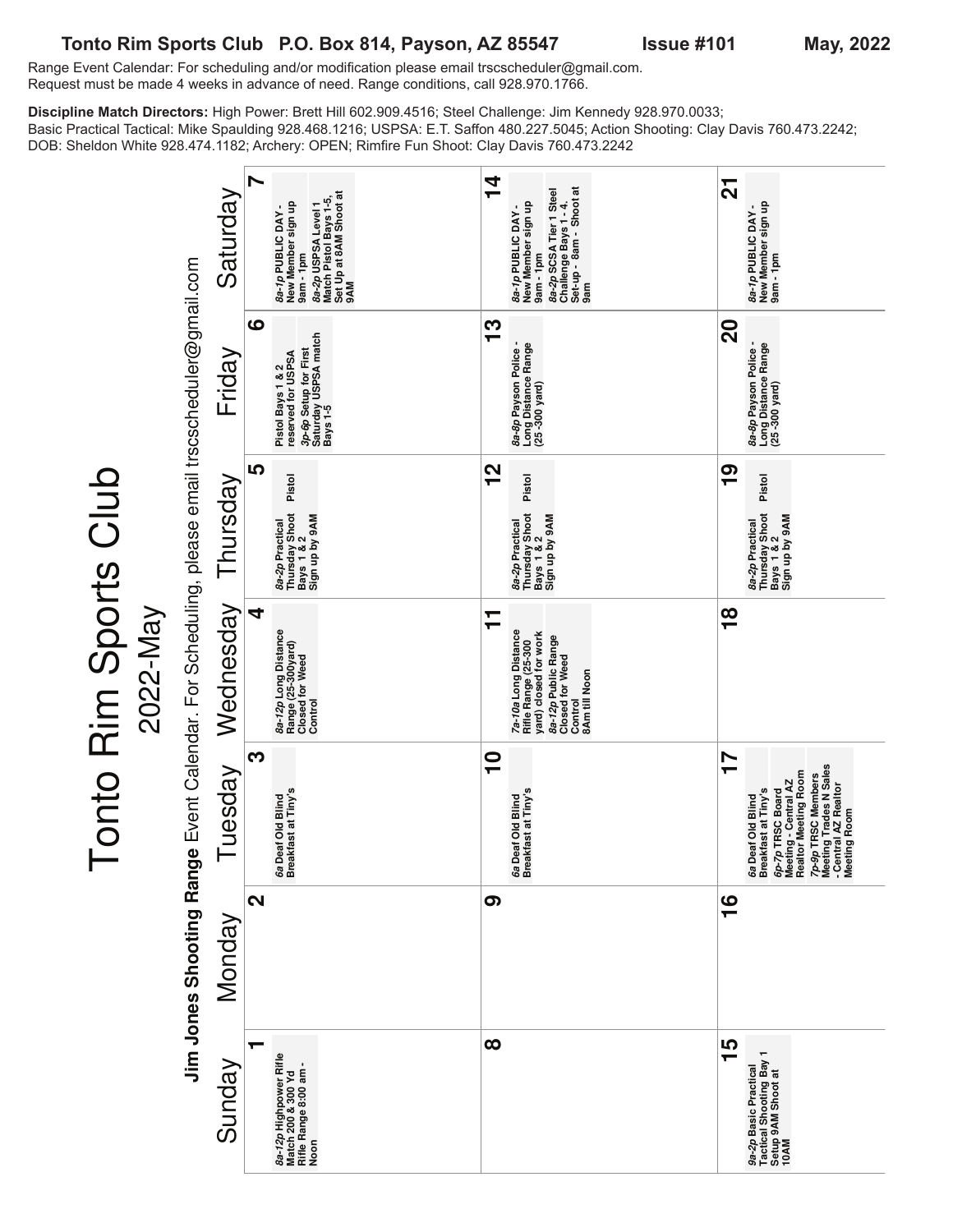Range Event Calendar: For scheduling and/or modification please email trscscheduler@gmail.com.
Request must be made 4 weeks in advance of need. Range conditions, call 928.970.1766.

**Discipline Match Directors:** High Power: Brett Hill 602.909.4516; Steel Challenge: Jim Kennedy 928.970.0033; Basic Practical Tactical: Mike Spaulding 928.468.1216; USPSA: E.T. Saffon 480.227.5045; Action Shooting: Clay Davis 760.473.2242; DOB: Sheldon White 928.474.1182; Archery: OPEN; Rimfire Fun Shoot: Clay Davis 760.473.2242

# Tonto Rim Sports Club

## 2022-May

**Jim Jones Shooting Range** Event Calendar. For Scheduling, please email trscscheduler@gmail.com

| Sunday | Monday | Tuesday | Wednesday | Thursday | Friday | Saturday |
|---|---|---|---|---|---|---|
| **1** *8a-12p* Highpower Rifle Match 200 & 300 Yd Rifle Range 8:00 am - Noon | **2** | **3** *6a* Deaf Old Blind Breakfast at Tiny's | **4** *8a-12p* Long Distance Range (25-300yard) Closed for Weed Control | **5** *8a-2p* Practical Thursday Shoot Pistol Bays 1 & 2 Sign up by 9AM | **6** Pistol Bays 1 & 2 reserved for USPSA *3p-6p* Setup for First Saturday USPSA match Bays 1-5 | **7** *8a-1p* PUBLIC DAY - New Member sign up 9am - 1pm *8a-2p* USPSA Level 1 Match Pistol Bays 1-5, Set Up at 8AM Shoot at 9AM |
| **8** | **9** | **10** *6a* Deaf Old Blind Breakfast at Tiny's | **11** *7a-10a* Long Distance Rifle Range (25-300 yard) closed for work *8a-12p* Public Range Closed for Weed Control 8Am till Noon | **12** *8a-2p* Practical Thursday Shoot Pistol Bays 1 & 2 Sign up by 9AM | **13** *8a-8p* Payson Police - Long Distance Range (25-300 yard) | **14** *8a-1p* PUBLIC DAY - New Member sign up 9am - 1pm *8a-2p* SCSA Tier 1 Steel Challenge Bays 1 - 4, Set-up - 8am - Shoot at 9am |
| **15** *9a-2p* Basic Practical Tactical Shooting Bay 1 Setup 9AM Shoot at 10AM | **16** | **17** *6a* Deaf Old Blind Breakfast at Tiny's *6p-7p* TRSC Board Meeting - Central AZ Realtor Meeting Room *7p-9p* TRSC Members Meeting Trades N Sales - Central AZ Realtor Meeting Room | **18** | **19** *8a-2p* Practical Thursday Shoot Pistol Bays 1 & 2 Sign up by 9AM | **20** *8a-8p* Payson Police - Long Distance Range (25-300 yard) | **21** *8a-1p* PUBLIC DAY - New Member sign up 9am - 1pm |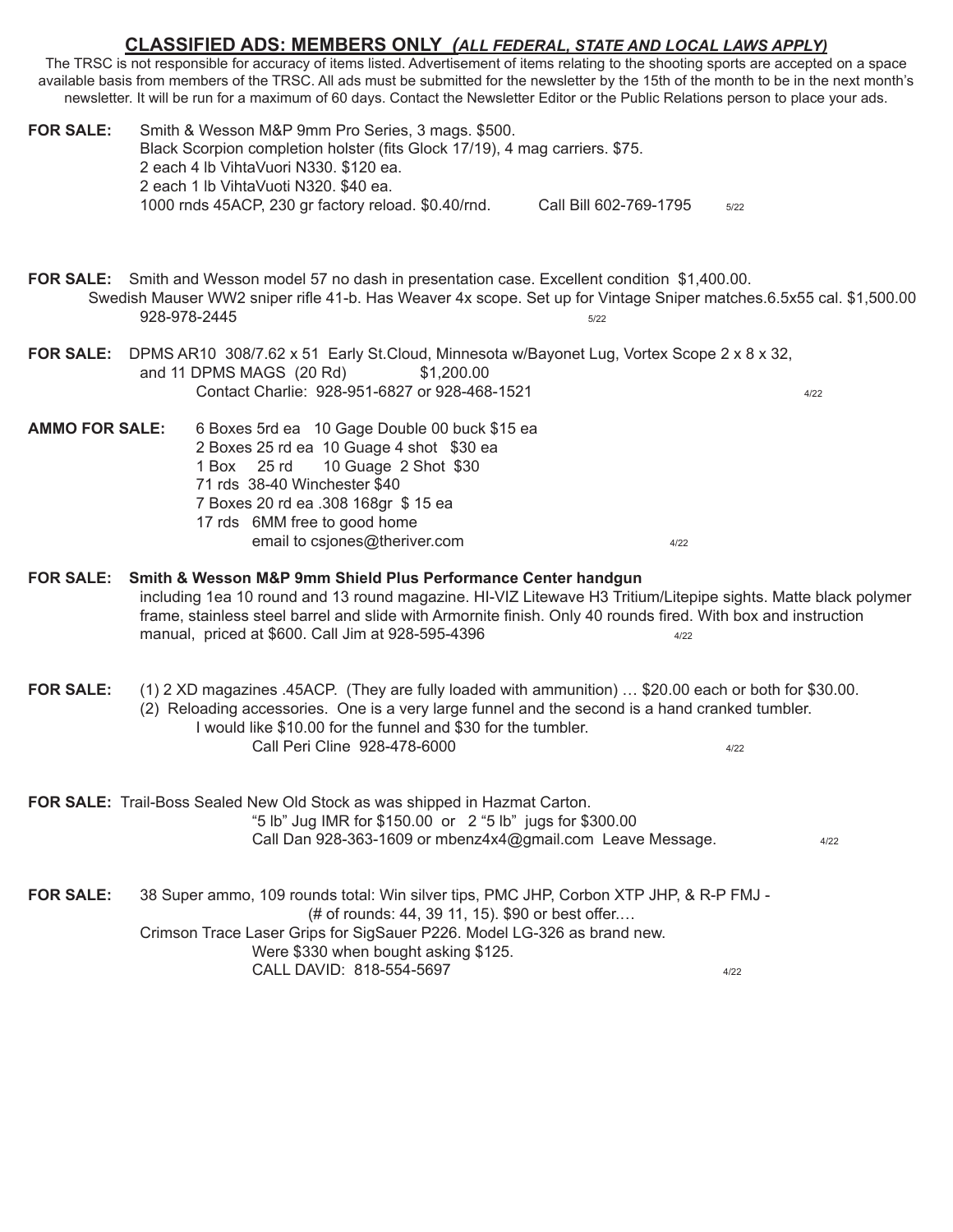## CLASSIFIED ADS: MEMBERS ONLY *(ALL FEDERAL, STATE AND LOCAL LAWS APPLY)*

The TRSC is not responsible for accuracy of items listed. Advertisement of items relating to the shooting sports are accepted on a space available basis from members of the TRSC. All ads must be submitted for the newsletter by the 15th of the month to be in the next month's newsletter. It will be run for a maximum of 60 days. Contact the Newsletter Editor or the Public Relations person to place your ads.

**FOR SALE:** Smith & Wesson M&P 9mm Pro Series, 3 mags. $500.
Black Scorpion completion holster (fits Glock 17/19), 4 mag carriers. $75.
2 each 4 lb VihtaVuori N330. $120 ea.
2 each 1 lb VihtaVuoti N320. $40 ea.
1000 rnds 45ACP, 230 gr factory reload. $0.40/rnd. Call Bill 602-769-1795 5/22

**FOR SALE:** Smith and Wesson model 57 no dash in presentation case. Excellent condition $1,400.00.
Swedish Mauser WW2 sniper rifle 41-b. Has Weaver 4x scope. Set up for Vintage Sniper matches.6.5x55 cal. $1,500.00
928-978-2445 5/22

**FOR SALE:** DPMS AR10 308/7.62 x 51 Early St.Cloud, Minnesota w/Bayonet Lug, Vortex Scope 2 x 8 x 32, and 11 DPMS MAGS (20 Rd) $1,200.00
Contact Charlie: 928-951-6827 or 928-468-1521 4/22

**AMMO FOR SALE:** 6 Boxes 5rd ea 10 Gage Double 00 buck $15 ea
2 Boxes 25 rd ea 10 Guage 4 shot $30 ea
1 Box 25 rd 10 Guage 2 Shot $30
71 rds 38-40 Winchester $40
7 Boxes 20 rd ea .308 168gr $ 15 ea
17 rds 6MM free to good home
email to csjones@theriver.com 4/22

**FOR SALE: Smith & Wesson M&P 9mm Shield Plus Performance Center handgun** including 1ea 10 round and 13 round magazine. HI-VIZ Litewave H3 Tritium/Litepipe sights. Matte black polymer frame, stainless steel barrel and slide with Armornite finish. Only 40 rounds fired. With box and instruction manual, priced at $600. Call Jim at 928-595-4396 4/22

**FOR SALE:** (1) 2 XD magazines .45ACP. (They are fully loaded with ammunition) … $20.00 each or both for $30.00.
(2) Reloading accessories. One is a very large funnel and the second is a hand cranked tumbler.
I would like $10.00 for the funnel and $30 for the tumbler.
Call Peri Cline 928-478-6000 4/22

**FOR SALE:** Trail-Boss Sealed New Old Stock as was shipped in Hazmat Carton.
"5 lb" Jug IMR for $150.00 or 2 "5 lb" jugs for $300.00
Call Dan 928-363-1609 or mbenz4x4@gmail.com Leave Message. 4/22

**FOR SALE:** 38 Super ammo, 109 rounds total: Win silver tips, PMC JHP, Corbon XTP JHP, & R-P FMJ - (# of rounds: 44, 39 11, 15). $90 or best offer.…
Crimson Trace Laser Grips for SigSauer P226. Model LG-326 as brand new.
Were $330 when bought asking $125.
CALL DAVID: 818-554-5697 4/22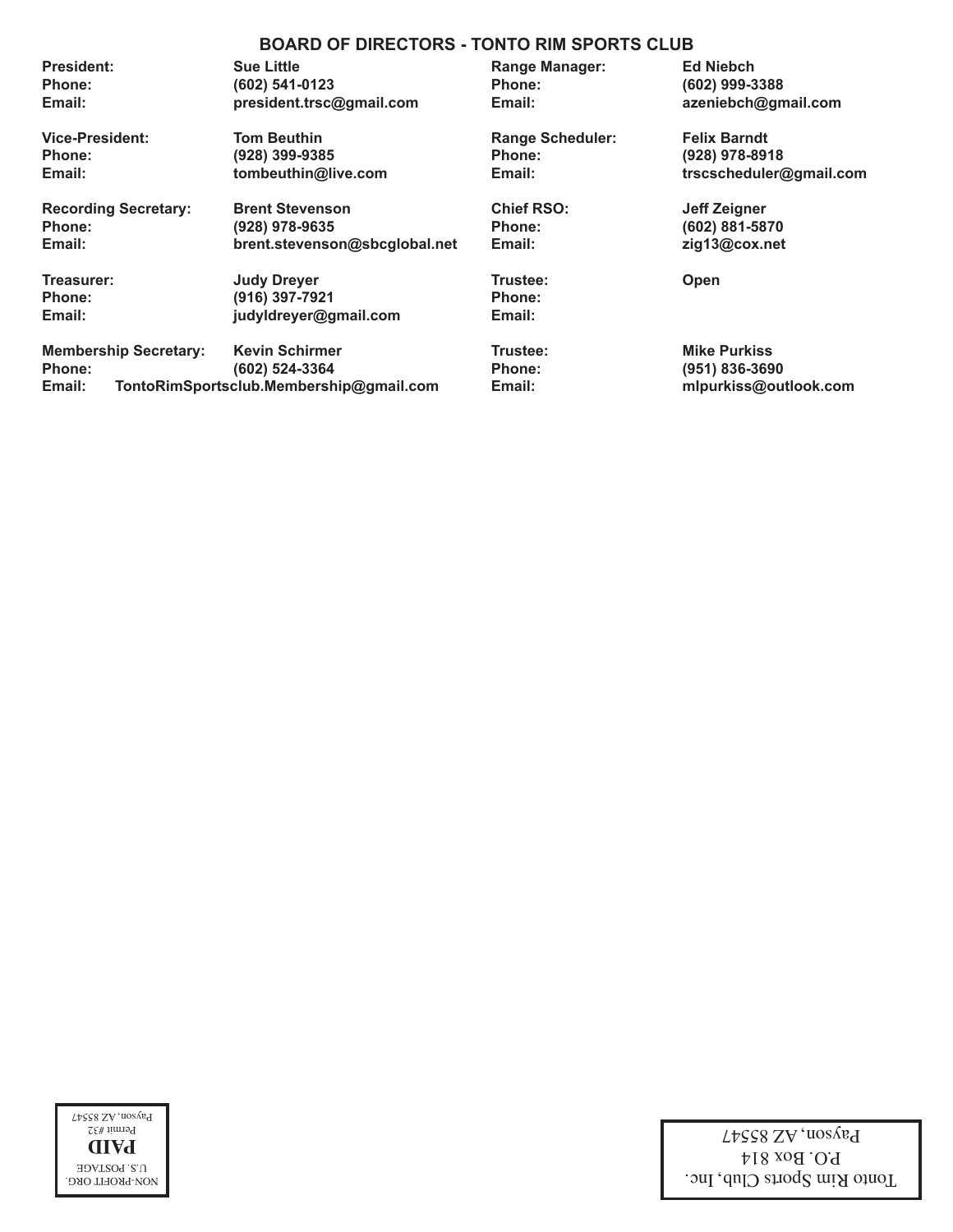## BOARD OF DIRECTORS - TONTO RIM SPORTS CLUB

| | | | |
|---|---|---|---|
| **President:** | **Sue Little** | **Range Manager:** | **Ed Niebch** |
| **Phone:** | **(602) 541-0123** | **Phone:** | **(602) 999-3388** |
| **Email:** | **president.trsc@gmail.com** | **Email:** | **azeniebch@gmail.com** |
| **Vice-President:** | **Tom Beuthin** | **Range Scheduler:** | **Felix Barndt** |
| **Phone:** | **(928) 399-9385** | **Phone:** | **(928) 978-8918** |
| **Email:** | **tombeuthin@live.com** | **Email:** | **trscscheduler@gmail.com** |
| **Recording Secretary:** | **Brent Stevenson** | **Chief RSO:** | **Jeff Zeigner** |
| **Phone:** | **(928) 978-9635** | **Phone:** | **(602) 881-5870** |
| **Email:** | **brent.stevenson@sbcglobal.net** | **Email:** | **zig13@cox.net** |
| **Treasurer:** | **Judy Dreyer** | **Trustee:** | **Open** |
| **Phone:** | **(916) 397-7921** | **Phone:** | |
| **Email:** | **judyldreyer@gmail.com** | **Email:** | |
| **Membership Secretary:** | **Kevin Schirmer** | **Trustee:** | **Mike Purkiss** |
| **Phone:** | **(602) 524-3364** | **Phone:** | **(951) 836-3690** |
| **Email:** | **TontoRimSportsclub.Membership@gmail.com** | **Email:** | **mlpurkiss@outlook.com** |

NON-PROFIT ORG.
U.S. POSTAGE
**PAID**
Permit #32
Payson, AZ 85547

Tonto Rim Sports Club, Inc.
P.O. Box 814
Payson, AZ 85547